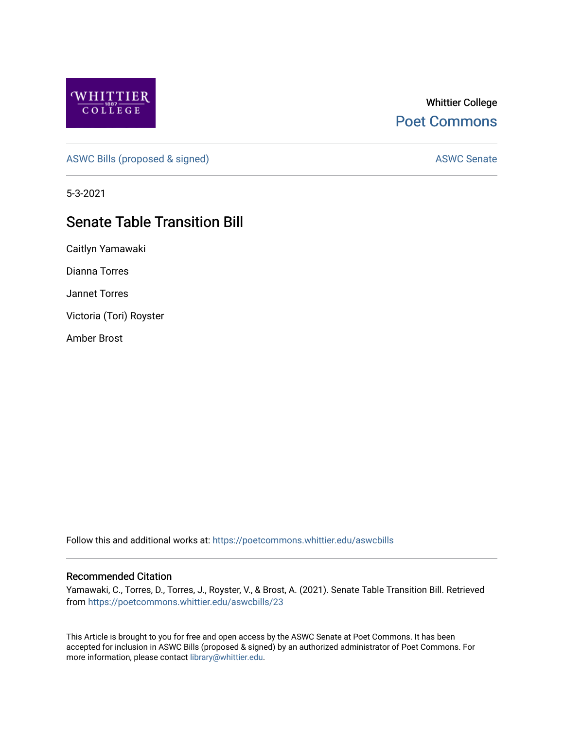Whittier College

Poet Commons

ASWC Bills (proposed & signed)

ASWC Senate

5-3-2021

# Senate Table Transition Bill

Caitlyn Yamawaki

Dianna Torres

Jannet Torres

Victoria (Tori) Royster

Amber Brost

Follow this and additional works at: https://poetcommons.whittier.edu/aswcbills

## Recommended Citation

Yamawaki, C., Torres, D., Torres, J., Royster, V., & Brost, A. (2021). Senate Table Transition Bill. Retrieved from https://poetcommons.whittier.edu/aswcbills/23

This Article is brought to you for free and open access by the ASWC Senate at Poet Commons. It has been accepted for inclusion in ASWC Bills (proposed & signed) by an authorized administrator of Poet Commons. For more information, please contact library@whittier.edu.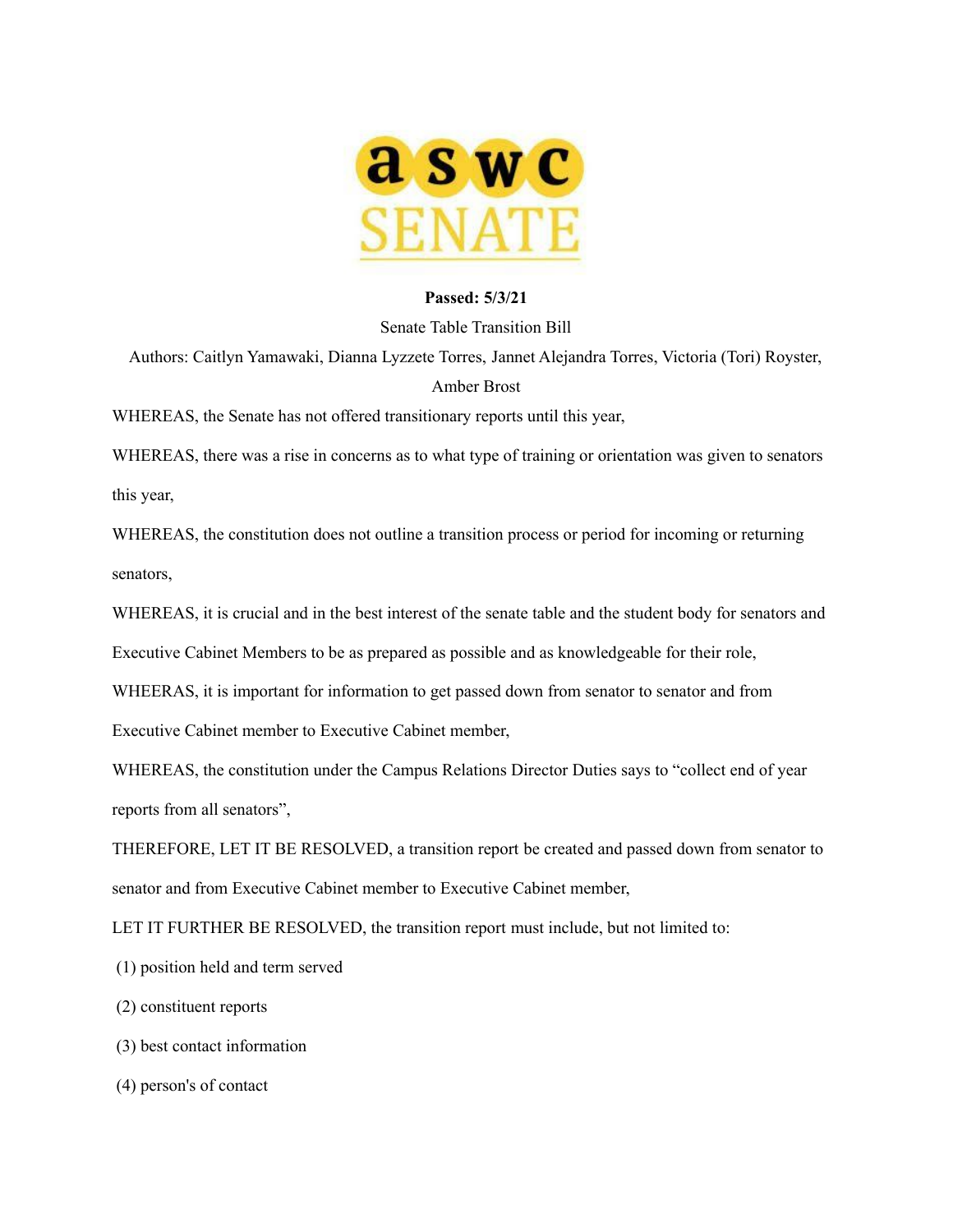# aswc SENATE

**Passed: 5/3/21**

Senate Table Transition Bill

Authors: Caitlyn Yamawaki, Dianna Lyzzete Torres, Jannet Alejandra Torres, Victoria (Tori) Royster, Amber Brost

WHEREAS, the Senate has not offered transitionary reports until this year,

WHEREAS, there was a rise in concerns as to what type of training or orientation was given to senators this year,

WHEREAS, the constitution does not outline a transition process or period for incoming or returning senators,

WHEREAS, it is crucial and in the best interest of the senate table and the student body for senators and Executive Cabinet Members to be as prepared as possible and as knowledgeable for their role,

WHEERAS, it is important for information to get passed down from senator to senator and from Executive Cabinet member to Executive Cabinet member,

WHEREAS, the constitution under the Campus Relations Director Duties says to "collect end of year reports from all senators",

THEREFORE, LET IT BE RESOLVED, a transition report be created and passed down from senator to senator and from Executive Cabinet member to Executive Cabinet member,

LET IT FURTHER BE RESOLVED, the transition report must include, but not limited to:

(1) position held and term served

(2) constituent reports

(3) best contact information

(4) person's of contact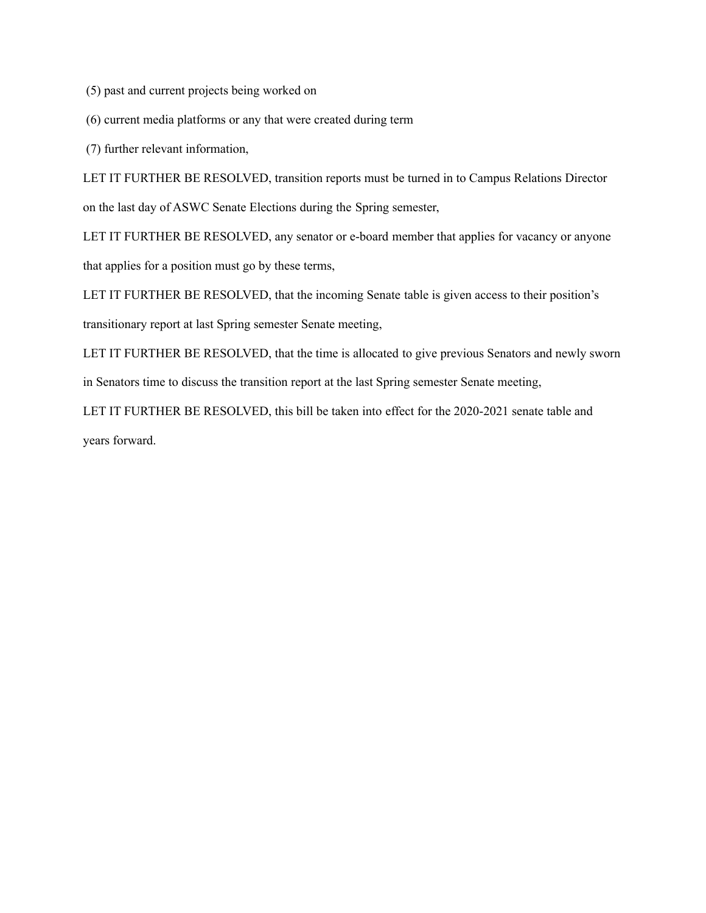(5) past and current projects being worked on

(6) current media platforms or any that were created during term

(7) further relevant information,

LET IT FURTHER BE RESOLVED, transition reports must be turned in to Campus Relations Director on the last day of ASWC Senate Elections during the Spring semester,

LET IT FURTHER BE RESOLVED, any senator or e-board member that applies for vacancy or anyone that applies for a position must go by these terms,

LET IT FURTHER BE RESOLVED, that the incoming Senate table is given access to their position's transitionary report at last Spring semester Senate meeting,

LET IT FURTHER BE RESOLVED, that the time is allocated to give previous Senators and newly sworn in Senators time to discuss the transition report at the last Spring semester Senate meeting,

LET IT FURTHER BE RESOLVED, this bill be taken into effect for the 2020-2021 senate table and years forward.